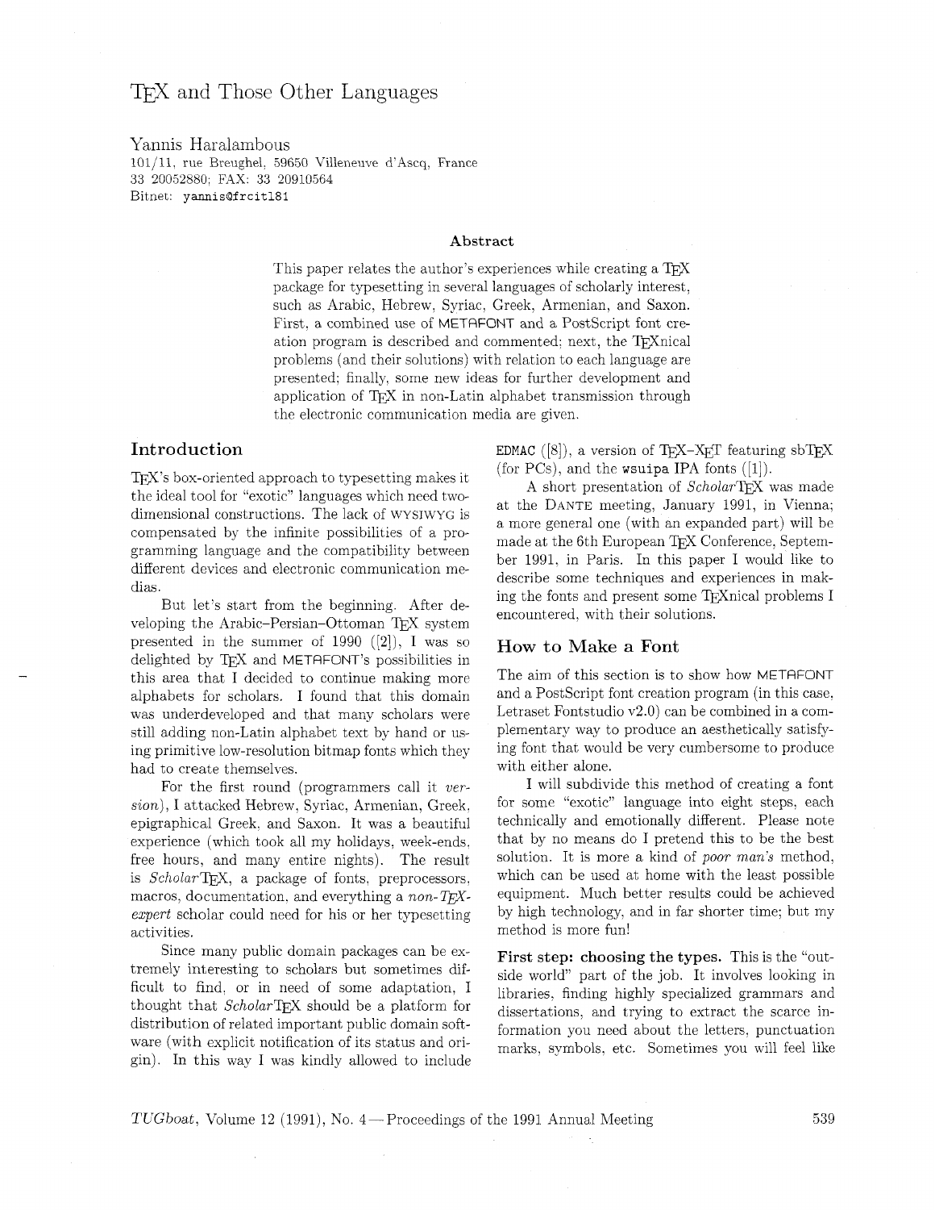# TeX and Those Other Languages

Yannis Haralambous
101/11, rue Breughel, 59650 Villeneuve d'Ascq, France
33 20052880; FAX: 33 20910564
Bitnet: yannis@frcitl81

### Abstract

This paper relates the author's experiences while creating a TeX package for typesetting in several languages of scholarly interest, such as Arabic, Hebrew, Syriac, Greek, Armenian, and Saxon. First, a combined use of METAFONT and a PostScript font creation program is described and commented; next, the TeXnical problems (and their solutions) with relation to each language are presented; finally, some new ideas for further development and application of TeX in non-Latin alphabet transmission through the electronic communication media are given.

## Introduction

TeX's box-oriented approach to typesetting makes it the ideal tool for "exotic" languages which need two-dimensional constructions. The lack of WYSIWYG is compensated by the infinite possibilities of a programming language and the compatibility between different devices and electronic communication medias.

But let's start from the beginning. After developing the Arabic–Persian–Ottoman TeX system presented in the summer of 1990 ([2]), I was so delighted by TeX and METAFONT's possibilities in this area that I decided to continue making more alphabets for scholars. I found that this domain was underdeveloped and that many scholars were still adding non-Latin alphabet text by hand or using primitive low-resolution bitmap fonts which they had to create themselves.

For the first round (programmers call it *version*), I attacked Hebrew, Syriac, Armenian, Greek, epigraphical Greek, and Saxon. It was a beautiful experience (which took all my holidays, week-ends, free hours, and many entire nights). The result is *Scholar*TeX, a package of fonts, preprocessors, macros, documentation, and everything a *non-TeX-expert* scholar could need for his or her typesetting activities.

Since many public domain packages can be extremely interesting to scholars but sometimes difficult to find, or in need of some adaptation, I thought that *Scholar*TeX should be a platform for distribution of related important public domain software (with explicit notification of its status and origin). In this way I was kindly allowed to include EDMAC ([8]), a version of TeX–XeT featuring sbTeX (for PCs), and the wsuipa IPA fonts ([1]).

A short presentation of *Scholar*TeX was made at the DANTE meeting, January 1991, in Vienna; a more general one (with an expanded part) will be made at the 6th European TeX Conference, September 1991, in Paris. In this paper I would like to describe some techniques and experiences in making the fonts and present some TeXnical problems I encountered, with their solutions.

## How to Make a Font

The aim of this section is to show how METAFONT and a PostScript font creation program (in this case, Letraset Fontstudio v2.0) can be combined in a complementary way to produce an aesthetically satisfying font that would be very cumbersome to produce with either alone.

I will subdivide this method of creating a font for some "exotic" language into eight steps, each technically and emotionally different. Please note that by no means do I pretend this to be the best solution. It is more a kind of *poor man's* method, which can be used at home with the least possible equipment. Much better results could be achieved by high technology, and in far shorter time; but my method is more fun!

**First step: choosing the types.** This is the "outside world" part of the job. It involves looking in libraries, finding highly specialized grammars and dissertations, and trying to extract the scarce information you need about the letters, punctuation marks, symbols, etc. Sometimes you will feel like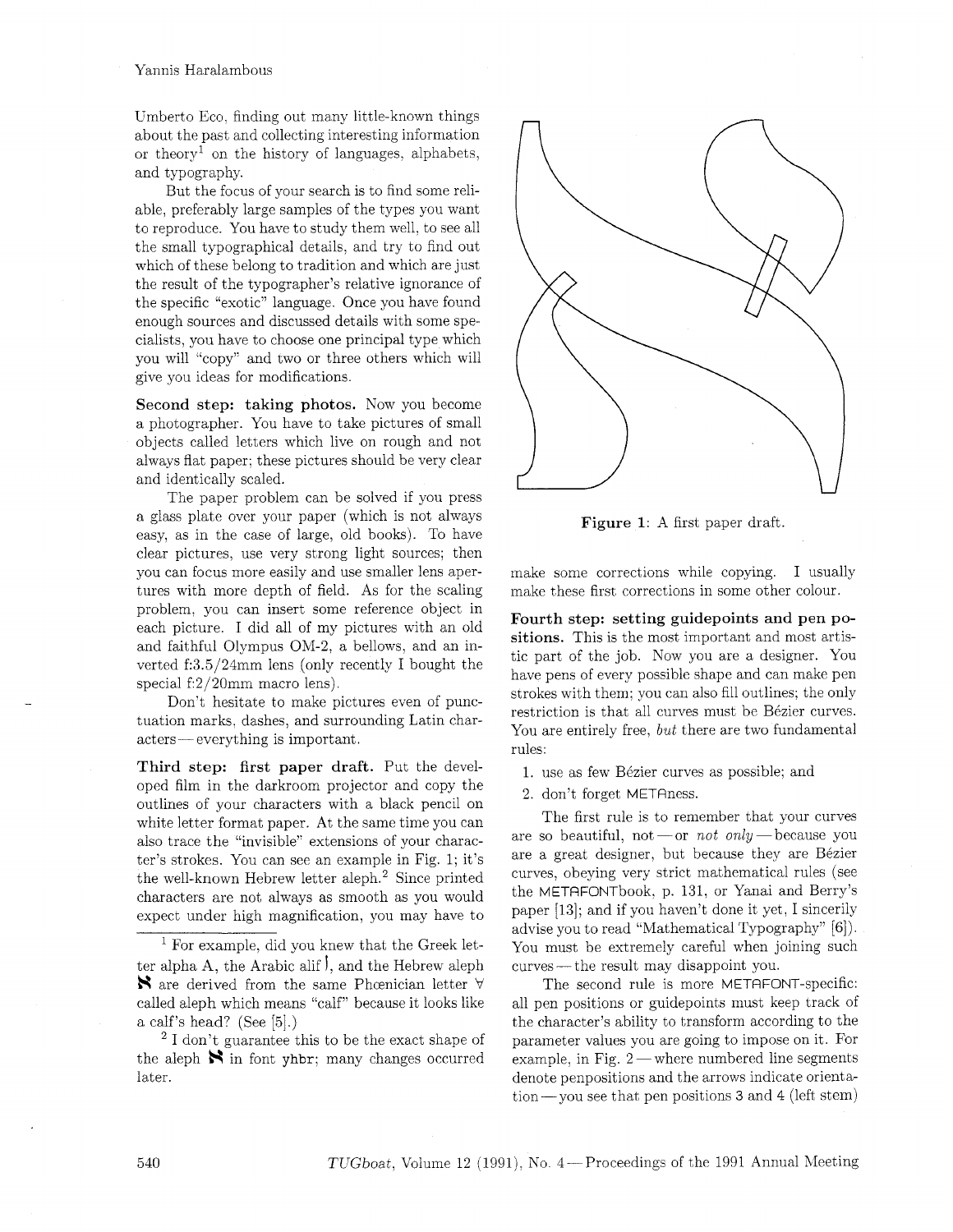Umberto Eco, finding out many little-known things about the past and collecting interesting information or theory[1] on the history of languages, alphabets, and typography.

But the focus of your search is to find some reliable, preferably large samples of the types you want to reproduce. You have to study them well, to see all the small typographical details, and try to find out which of these belong to tradition and which are just the result of the typographer's relative ignorance of the specific "exotic" language. Once you have found enough sources and discussed details with some specialists, you have to choose one principal type which you will "copy" and two or three others which will give you ideas for modifications.

**Second step: taking photos.** Now you become a photographer. You have to take pictures of small objects called letters which live on rough and not always flat paper; these pictures should be very clear and identically scaled.

The paper problem can be solved if you press a glass plate over your paper (which is not always easy, as in the case of large, old books). To have clear pictures, use very strong light sources; then you can focus more easily and use smaller lens apertures with more depth of field. As for the scaling problem, you can insert some reference object in each picture. I did all of my pictures with an old and faithful Olympus OM-2, a bellows, and an inverted f:3.5/24mm lens (only recently I bought the special f:2/20mm macro lens).

Don't hesitate to make pictures even of punctuation marks, dashes, and surrounding Latin characters — everything is important.

**Third step: first paper draft.** Put the developed film in the darkroom projector and copy the outlines of your characters with a black pencil on white letter format paper. At the same time you can also trace the "invisible" extensions of your character's strokes. You can see an example in Fig. 1; it's the well-known Hebrew letter aleph.[2] Since printed characters are not always as smooth as you would expect under high magnification, you may have to make some corrections while copying. I usually make these first corrections in some other colour.

**Figure 1**: A first paper draft.

**Fourth step: setting guidepoints and pen positions.** This is the most important and most artistic part of the job. Now you are a designer. You have pens of every possible shape and can make pen strokes with them; you can also fill outlines; the only restriction is that all curves must be Bézier curves. You are entirely free, *but* there are two fundamental rules:

1. use as few Bézier curves as possible; and
2. don't forget METAness.

The first rule is to remember that your curves are so beautiful, not — or *not only* — because you are a great designer, but because they are Bézier curves, obeying very strict mathematical rules (see the METAFONTbook, p. 131, or Yanai and Berry's paper [13]; and if you haven't done it yet, I sincerily advise you to read "Mathematical Typography" [6]). You must be extremely careful when joining such curves — the result may disappoint you.

The second rule is more METAFONT-specific: all pen positions or guidepoints must keep track of the character's ability to transform according to the parameter values you are going to impose on it. For example, in Fig. 2 — where numbered line segments denote penpositions and the arrows indicate orientation — you see that pen positions 3 and 4 (left stem)

---

[1] For example, did you knew that the Greek letter alpha A, the Arabic alif ا, and the Hebrew aleph א are derived from the same Phœnician letter ∀ called aleph which means "calf" because it looks like a calf's head? (See [5].)

[2] I don't guarantee this to be the exact shape of the aleph א in font yhbr; many changes occurred later.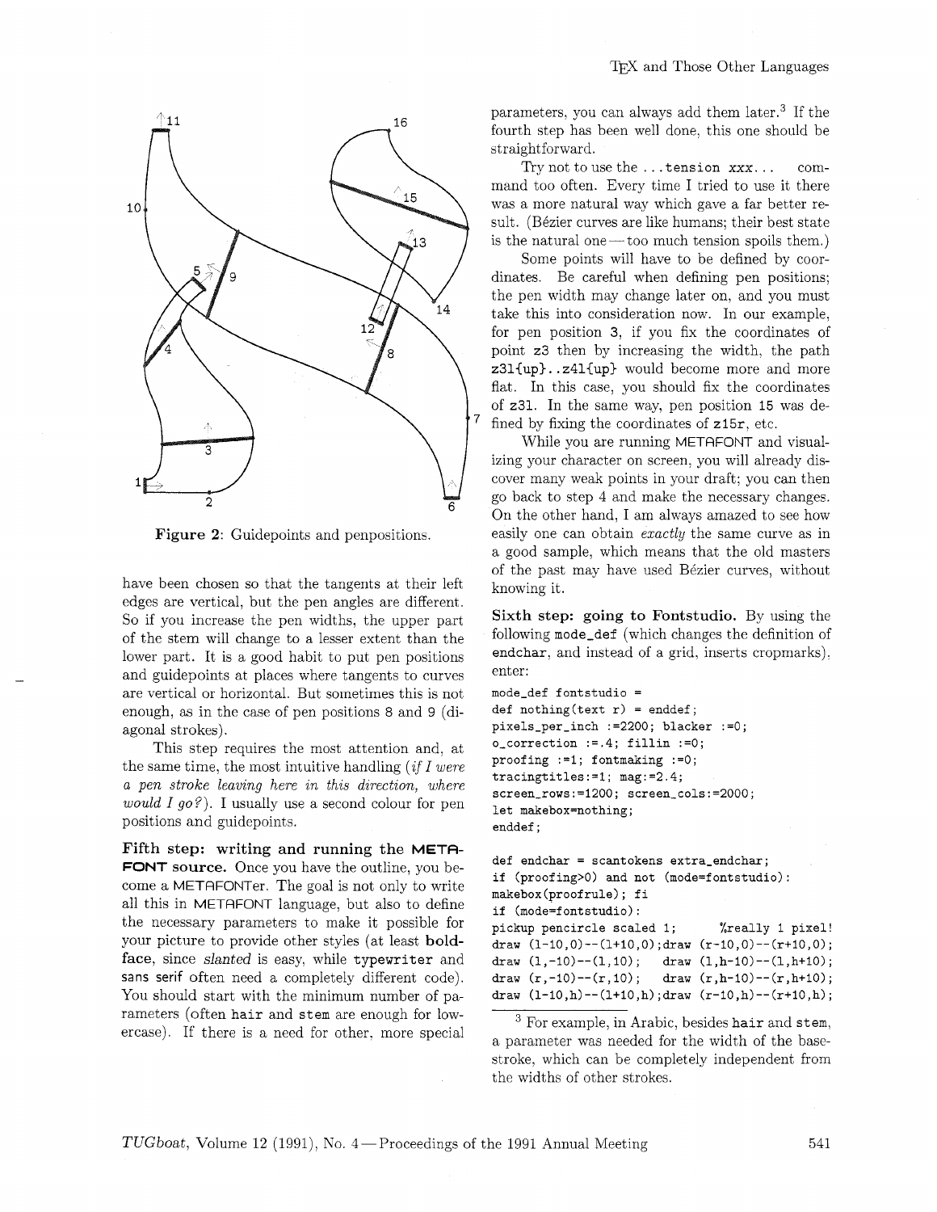Figure 2: Guidepoints and penpositions.

have been chosen so that the tangents at their left edges are vertical, but the pen angles are different. So if you increase the pen widths, the upper part of the stem will change to a lesser extent than the lower part. It is a good habit to put pen positions and guidepoints at places where tangents to curves are vertical or horizontal. But sometimes this is not enough, as in the case of pen positions 8 and 9 (diagonal strokes).

This step requires the most attention and, at the same time, the most intuitive handling (*if I were a pen stroke leaving here in this direction, where would I go?*). I usually use a second colour for pen positions and guidepoints.

**Fifth step: writing and running the METAFONT source.** Once you have the outline, you become a METAFONTer. The goal is not only to write all this in METAFONT language, but also to define the necessary parameters to make it possible for your picture to provide other styles (at least **boldface**, since *slanted* is easy, while `typewriter` and sans serif often need a completely different code). You should start with the minimum number of parameters (often `hair` and `stem` are enough for lowercase). If there is a need for other, more special parameters, you can always add them later.[3] If the fourth step has been well done, this one should be straightforward.

Try not to use the `...tension xxx...` command too often. Every time I tried to use it there was a more natural way which gave a far better result. (Bézier curves are like humans; their best state is the natural one — too much tension spoils them.)

Some points will have to be defined by coordinates. Be careful when defining pen positions; the pen width may change later on, and you must take this into consideration now. In our example, for pen position 3, if you fix the coordinates of point `z3` then by increasing the width, the path `z3l{up}..z4l{up}` would become more and more flat. In this case, you should fix the coordinates of `z3l`. In the same way, pen position 15 was defined by fixing the coordinates of `z15r`, etc.

While you are running METAFONT and visualizing your character on screen, you will already discover many weak points in your draft; you can then go back to step 4 and make the necessary changes. On the other hand, I am always amazed to see how easily one can obtain *exactly* the same curve as in a good sample, which means that the old masters of the past may have used Bézier curves, without knowing it.

**Sixth step: going to Fontstudio.** By using the following `mode_def` (which changes the definition of `endchar`, and instead of a grid, inserts cropmarks), enter:

```
mode_def fontstudio =
def nothing(text r) = enddef;
pixels_per_inch :=2200; blacker :=0;
o_correction :=.4; fillin :=0;
proofing :=1; fontmaking :=0;
tracingtitles:=1; mag:=2.4;
screen_rows:=1200; screen_cols:=2000;
let makebox=nothing;
enddef;

def endchar = scantokens extra_endchar;
if (proofing>0) and not (mode=fontstudio):
makebox(proofrule); fi
if (mode=fontstudio):
pickup pencircle scaled 1;     %really 1 pixel!
draw (l-10,0)--(l+10,0);draw (r-10,0)--(r+10,0);
draw (l,-10)--(l,10);   draw (l,h-10)--(l,h+10);
draw (r,-10)--(r,10);   draw (r,h-10)--(r,h+10);
draw (l-10,h)--(l+10,h);draw (r-10,h)--(r+10,h);
```

[3] For example, in Arabic, besides `hair` and `stem`, a parameter was needed for the width of the basestroke, which can be completely independent from the widths of other strokes.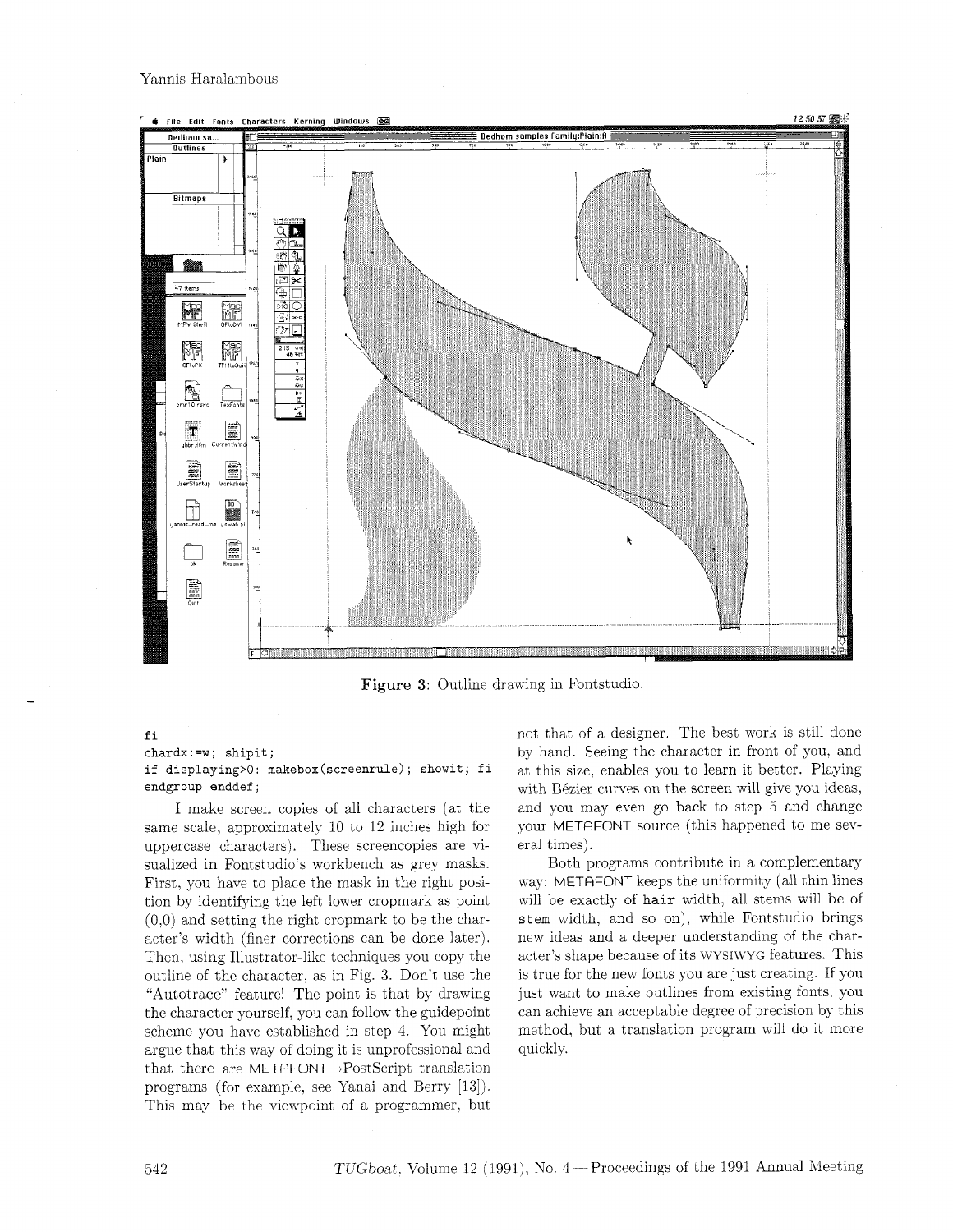Figure 3: Outline drawing in Fontstudio.

```
fi
chardx:=w; shipit;
if displaying>0: makebox(screenrule); showit; fi
endgroup enddef;
```

I make screen copies of all characters (at the same scale, approximately 10 to 12 inches high for uppercase characters). These screencopies are visualized in Fontstudio's workbench as grey masks. First, you have to place the mask in the right position by identifying the left lower cropmark as point (0,0) and setting the right cropmark to be the character's width (finer corrections can be done later). Then, using Illustrator-like techniques you copy the outline of the character, as in Fig. 3. Don't use the "Autotrace" feature! The point is that by drawing the character yourself, you can follow the guidepoint scheme you have established in step 4. You might argue that this way of doing it is unprofessional and that there are METAFONT→PostScript translation programs (for example, see Yanai and Berry [13]). This may be the viewpoint of a programmer, but not that of a designer. The best work is still done by hand. Seeing the character in front of you, and at this size, enables you to learn it better. Playing with Bézier curves on the screen will give you ideas, and you may even go back to step 5 and change your METAFONT source (this happened to me several times).

Both programs contribute in a complementary way: METAFONT keeps the uniformity (all thin lines will be exactly of `hair` width, all stems will be of `stem` width, and so on), while Fontstudio brings new ideas and a deeper understanding of the character's shape because of its WYSIWYG features. This is true for the new fonts you are just creating. If you just want to make outlines from existing fonts, you can achieve an acceptable degree of precision by this method, but a translation program will do it more quickly.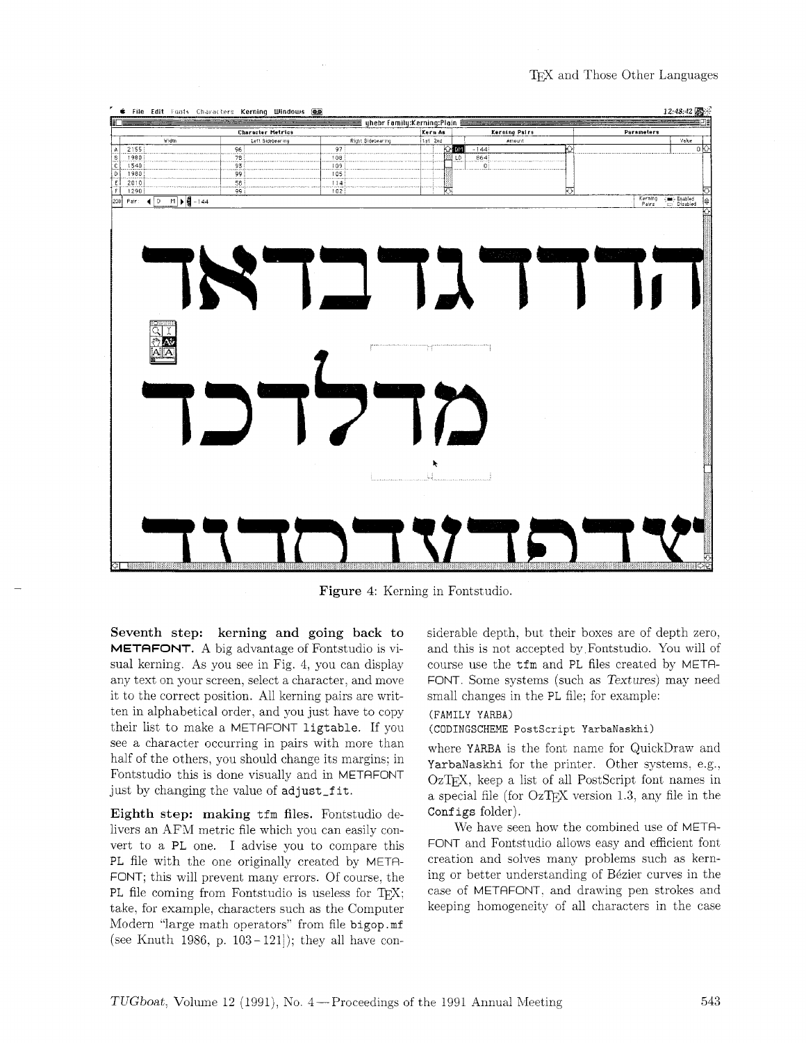Figure 4: Kerning in Fontstudio.

**Seventh step: kerning and going back to METAFONT.** A big advantage of Fontstudio is visual kerning. As you see in Fig. 4, you can display any text on your screen, select a character, and move it to the correct position. All kerning pairs are written in alphabetical order, and you just have to copy their list to make a METAFONT `ligtable`. If you see a character occurring in pairs with more than half of the others, you should change its margins; in Fontstudio this is done visually and in METAFONT just by changing the value of `adjust_fit`.

**Eighth step: making `tfm` files.** Fontstudio delivers an AFM metric file which you can easily convert to a PL one. I advise you to compare this PL file with the one originally created by METAFONT; this will prevent many errors. Of course, the PL file coming from Fontstudio is useless for TEX; take, for example, characters such as the Computer Modern "large math operators" from file `bigop.mf` (see Knuth 1986, p. 103 – 121]); they all have considerable depth, but their boxes are of depth zero, and this is not accepted by Fontstudio. You will of course use the `tfm` and PL files created by METAFONT. Some systems (such as *Textures*) may need small changes in the PL file; for example:

```
(FAMILY YARBA)
(CODINGSCHEME PostScript YarbaNaskhi)
```

where `YARBA` is the font name for QuickDraw and `YarbaNaskhi` for the printer. Other systems, e.g., OzTEX, keep a list of all PostScript font names in a special file (for OzTEX version 1.3, any file in the `Configs` folder).

We have seen how the combined use of METAFONT and Fontstudio allows easy and efficient font creation and solves many problems such as kerning or better understanding of Bézier curves in the case of METAFONT, and drawing pen strokes and keeping homogeneity of all characters in the case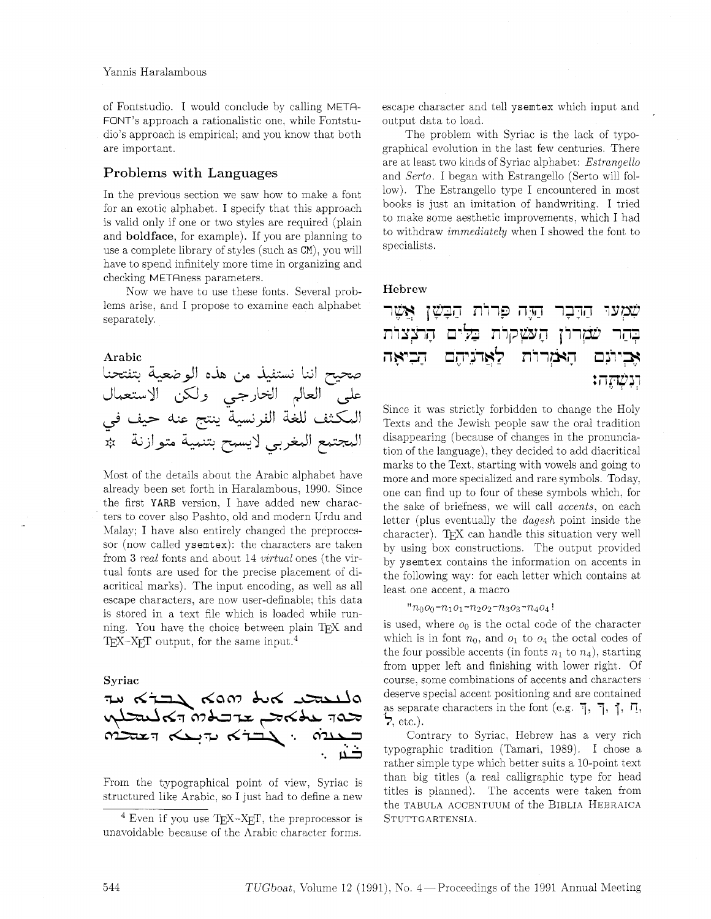of Fontstudio. I would conclude by calling METAFONT's approach a rationalistic one, while Fontstudio's approach is empirical; and you know that both are important.

## Problems with Languages

In the previous section we saw how to make a font for an exotic alphabet. I specify that this approach is valid only if one or two styles are required (plain and **boldface**, for example). If you are planning to use a complete library of styles (such as CM), you will have to spend infinitely more time in organizing and checking METAness parameters.

Now we have to use these fonts. Several problems arise, and I propose to examine each alphabet separately.

### Arabic

صحيح اننا نستفيد من هذه الوضعية بتفتحنا على العالم الخارجي ولكن الاستعمال المكثف للغة الفرنسية ينتج عنه حيف في المجتمع المغربي لايسمح بتنمية متوازنة ☆

Most of the details about the Arabic alphabet have already been set forth in Haralambous, 1990. Since the first YARB version, I have added new characters to cover also Pashto, old and modern Urdu and Malay; I have also entirely changed the preprocessor (now called ysemtex): the characters are taken from 3 *real* fonts and about 14 *virtual* ones (the virtual fonts are used for the precise placement of diacritical marks). The input encoding, as well as all escape characters, are now user-definable; this data is stored in a text file which is loaded while running. You have the choice between plain TEX and TEX-XET output, for the same input.[4]

### Syriac

ܘܫܡܥܬ ܩܠܐ ܕܗܘܐ ܡܢ ܫܡܝܐ ܘܐܡܪ ܠܝ ܟܬܘܒ ܛܘܒܝܗܘܢ ܠܡܝܬܐ ܕܒܡܪܝܐ ܡܝܬܝܢ ܡܢ ܗܫܐ ܀

From the typographical point of view, Syriac is structured like Arabic, so I just had to define a new escape character and tell ysemtex which input and output data to load.

The problem with Syriac is the lack of typographical evolution in the last few centuries. There are at least two kinds of Syriac alphabet: *Estrangello* and *Serto*. I began with Estrangello (Serto will follow). The Estrangello type I encountered in most books is just an imitation of handwriting. I tried to make some aesthetic improvements, which I had to withdraw *immediately* when I showed the font to specialists.

### Hebrew

שִׁמְעוּ הַדָּבָר הַזֶּה פָּרוֹת הַבָּשָׁן אֲשֶׁר בְּהַר שֹׁמְרוֹן הָעֹשְׁקוֹת דַּלִּים הָרֹצְצוֹת אֶבְיוֹנִים הָאֹמְרֹת לַאֲדֹנֵיהֶם הָבִיאָה וְנִשְׁתֶּה׃

Since it was strictly forbidden to change the Holy Texts and the Jewish people saw the oral tradition disappearing (because of changes in the pronunciation of the language), they decided to add diacritical marks to the Text, starting with vowels and going to more and more specialized and rare symbols. Today, one can find up to four of these symbols which, for the sake of briefness, we will call *accents*, on each letter (plus eventually the *dagesh* point inside the character). TEX can handle this situation very well by using box constructions. The output provided by ysemtex contains the information on accents in the following way: for each letter which contains at least one accent, a macro

$$"n_0o_0\text{-}n_1o_1\text{-}n_2o_2\text{-}n_3o_3\text{-}n_4o_4!$$

is used, where $o_0$ is the octal code of the character which is in font $n_0$, and $o_1$ to $o_4$ the octal codes of the four possible accents (in fonts $n_1$ to $n_4$), starting from upper left and finishing with lower right. Of course, some combinations of accents and characters deserve special accent positioning and are contained as separate characters in the font (e.g. ךְ, ךָ, ךּ, ח, ל, etc.).

Contrary to Syriac, Hebrew has a very rich typographic tradition (Tamari, 1989). I chose a rather simple type which better suits a 10-point text than big titles (a real calligraphic type for head titles is planned). The accents were taken from the TABULA ACCENTUUM of the BIBLIA HEBRAICA STUTTGARTENSIA.

[4] Even if you use TEX-XET, the preprocessor is unavoidable because of the Arabic character forms.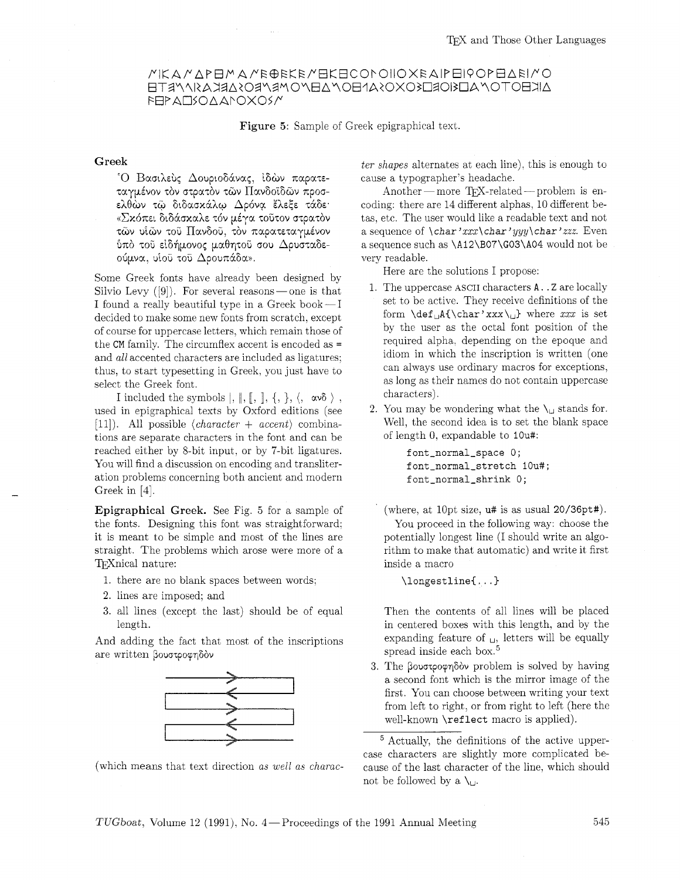ΜΙΚΑΛΛΑΡΕΜΛΛΕΦΕΚΕΛΕΚΕCOΓOIIOXΕΑΙΡΕΙϘΟΡΕΔΕΙΛΟ
ΕΤΞΛΛΙΚΑΞΕΔΞΟΞΛΞΜΟΛΕΔΛΟΕΛΔΞΟΧΟΞΟΞΟΙΞΟΔΛΟΤΟΕΞΙΔ
ΕΕΡΑΟΞΟΔΔΡΟΧΟΞΛ

Figure 5: Sample of Greek epigraphical text.

## Greek

> Ὁ Βασιλεὺς Δουριοδάνας, ἰδὼν παρατεταγμένον τὸν στρατὸν τῶν Πανδοϊδῶν προσελθὼν τῷ διδασκάλῳ Δρόνᾳ ἔλεξε τάδε· «Σκόπει διδάσκαλε τόν μέγα τοῦτον στρατὸν τῶν υἱῶν τοῦ Πανδοῦ, τὸν παρατεταγμένον ὑπὸ τοῦ εἰδήμονος μαθητοῦ σου Δρυσταδεούμνα, υἱοῦ τοῦ Δρουπάδα».

Some Greek fonts have already been designed by Silvio Levy ([9]). For several reasons — one is that I found a really beautiful type in a Greek book — I decided to make some new fonts from scratch, except of course for uppercase letters, which remain those of the CM family. The circumflex accent is encoded as = and *all* accented characters are included as ligatures; thus, to start typesetting in Greek, you just have to select the Greek font.

I included the symbols |, ‖, ⟦, ⟧, {, }, ⟨, ανδ ⟩ , used in epigraphical texts by Oxford editions (see [11]). All possible ⟨*character* + *accent*⟩ combinations are separate characters in the font and can be reached either by 8-bit input, or by 7-bit ligatures. You will find a discussion on encoding and transliteration problems concerning both ancient and modern Greek in [4].

**Epigraphical Greek.** See Fig. 5 for a sample of the fonts. Designing this font was straightforward; it is meant to be simple and most of the lines are straight. The problems which arose were more of a TEXnical nature:

1. there are no blank spaces between words;
2. lines are imposed; and
3. all lines (except the last) should be of equal length.

And adding the fact that most of the inscriptions are written βουστροφηδὸν

(which means that text direction *as well as character shapes* alternates at each line), this is enough to cause a typographer's headache.

Another — more TEX-related — problem is encoding: there are 14 different alphas, 10 different betas, etc. The user would like a readable text and not a sequence of `\char'xxx\char'yyy\char'zzz`. Even a sequence such as `\A12\B07\G03\A04` would not be very readable.

Here are the solutions I propose:

1. The uppercase ASCII characters `A..Z` are locally set to be active. They receive definitions of the form `\def␣A{\char'xxx\␣}` where *xxx* is set by the user as the octal font position of the required alpha, depending on the epoque and idiom in which the inscription is written (one can always use ordinary macros for exceptions, as long as their names do not contain uppercase characters).
2. You may be wondering what the `\␣` stands for. Well, the second idea is to set the blank space of length 0, expandable to `10u#`:

   ```
   font_normal_space 0;
   font_normal_stretch 10u#;
   font_normal_shrink 0;
   ```

   (where, at 10pt size, `u#` is as usual `20/36pt#`).

   You proceed in the following way: choose the potentially longest line (I should write an algorithm to make that automatic) and write it first inside a macro

   ```
   \longestline{...}
   ```

   Then the contents of all lines will be placed in centered boxes with this length, and by the expanding feature of ␣, letters will be equally spread inside each box.[5]
3. The βουστροφηδὸν problem is solved by having a second font which is the mirror image of the first. You can choose between writing your text from left to right, or from right to left (here the well-known `\reflect` macro is applied).

[5] Actually, the definitions of the active uppercase characters are slightly more complicated because of the last character of the line, which should not be followed by a `\␣`.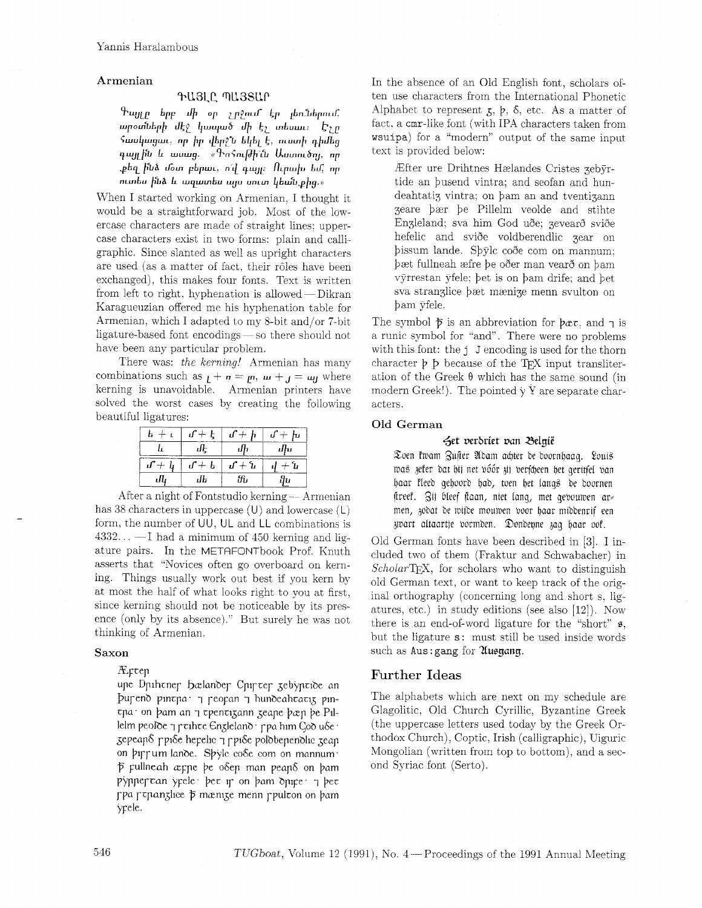### Armenian

ԴԱՅԼԸ ՊԱՅՏԱՌ

Դայլը երբ մի օր շրջում էր լեռնեբում արոտներին մէջ կապած մի եղ տեսաւ: Եզը համակացաւ, որ իր վերջն եկել է, ուստի գթալեց գայլին և ասաց. «Գոհութիւն Աստուծոյ, որ քեզ ինձ մօտ բերաւ, ով գայլ: Աղաչեմ քեզ, որ ուտես ինձ և ազատես այս սուտ կեանքից:»

When I started working on Armenian, I thought it would be a straightforward job. Most of the lowercase characters are made of straight lines; uppercase characters exist in two forms: plain and calligraphic. Since slanted as well as upright characters are used (as a matter of fact, their rôles have been exchanged), this makes four fonts. Text is written from left to right, hyphenation is allowed — Dikran Karagueuzian offered me his hyphenation table for Armenian, which I adapted to my 8-bit and/or 7-bit ligature-based font encodings — so there should not have been any particular problem.

There was: *the kerning!* Armenian has many combinations such as ը + ռ = ըռ, ա + յ = այ where kerning is unavoidable. Armenian printers have solved the worst cases by creating the following beautiful ligatures:

| ե + ւ | մ + ե | մ + ի | մ + խ |
|---|---|---|---|
| և | ﬔ | ﬕ | ﬗ |
| մ + կ | մ + ե | մ + ն | վ + ն |
| մկ | ﬔ | ﬓ | ﬖ |

After a night of Fontstudio kerning — Armenian has 38 characters in uppercase (U) and lowercase (L) form, the number of UU, UL and LL combinations is 4332... — I had a minimum of 450 kerning and ligature pairs. In the METAFONTbook Prof. Knuth asserts that "Novices often go overboard on kerning. Things usually work out best if you kern by at most the half of what looks right to you at first, since kerning should not be noticeable by its presence (only by its absence)." But surely he was not thinking of Armenian.

### Saxon

Æftep

upe Dpihtnep hælandep Cpiptep ʒebẏptiðe an þupend pintpa · ⁊ peofan ⁊ hundeahtatiʒ pintpa · on þam an ⁊ tpentiʒann ʒeape þæp þe Pillelm peolde ⁊ ptihte Enʒleland · ppa him Goð uðe · ʒepeapð ppiðe hepelic ⁊ ppiðe polðbepenðlic ʒeap on þippum lanðe. Sþẏlc coðe com on mannum · ꝥ fullneah æfpe þe oðep man peapð on þam ẏppeptan ẏfele · þet ip on þam ðpiꝼe · ⁊ þet ppa ptpanʒlice ꝥ mæniʒe menn ppulton on þam ẏfele.

In the absence of an Old English font, scholars often use characters from the International Phonetic Alphabet to represent ʒ, þ, ð, etc. As a matter of fact, a cmr-like font (with IPA characters taken from wsuipa) for a "modern" output of the same input text is provided below:

> Æfter ure Drihtnes Hælandes Cristes ʒebẏrtide an þusend vintra; and seofan and hundeahtatiʒ vintra; on þam an and tventiʒann ʒeare þær þe Pillelm veolde and stihte Enʒleland; sva him God uðe; ʒeveard sviðe hefelic and sviðe voldberendlic ʒear on þissum lande. Sþẏlc coðe com on mannum; þæt fullneah æfre þe oðer man veard on þam vẏrrestan ẏfele; þet is on þam drife; and þet sva stranʒlice þæt mæniʒe menn svulton on þam ẏfele.

The symbol ꝥ is an abbreviation for þæt, and ⁊ is a runic symbol for "and". There were no problems with this font: the j J encoding is used for the thorn character þ Þ because of the TEX input transliteration of the Greek θ which has the same sound (in modern Greek!). The pointed ẏ Ẏ are separate characters.

### Old German

Het verdriet van België

Toen kwam Zuster Adam achter de doornhaag. Louis was zeker dat hij niet vóór zij verscheen het geritsel van haar kleed gehoord had, toen het langs de doornen streek. Zij bleef staan, niet lang, met gevouwen armen, zodat de wijde mouwen voor haar middenrif een zwart altaartje vormden. Donderne zag haar ook.

Old German fonts have been described in [3]. I included two of them (Fraktur and Schwabacher) in *Scholar*TEX, for scholars who want to distinguish old German text, or want to keep track of the original orthography (concerning long and short s, ligatures, etc.) in study editions (see also [12]). Now there is an end-of-word ligature for the "short" s, but the ligature s: must still be used inside words such as Aus:gang for Ausgang.

## Further Ideas

The alphabets which are next on my schedule are Glagolitic, Old Church Cyrillic, Byzantine Greek (the uppercase letters used today by the Greek Orthodox Church), Coptic, Irish (calligraphic), Uiguric Mongolian (written from top to bottom), and a second Syriac font (Serto).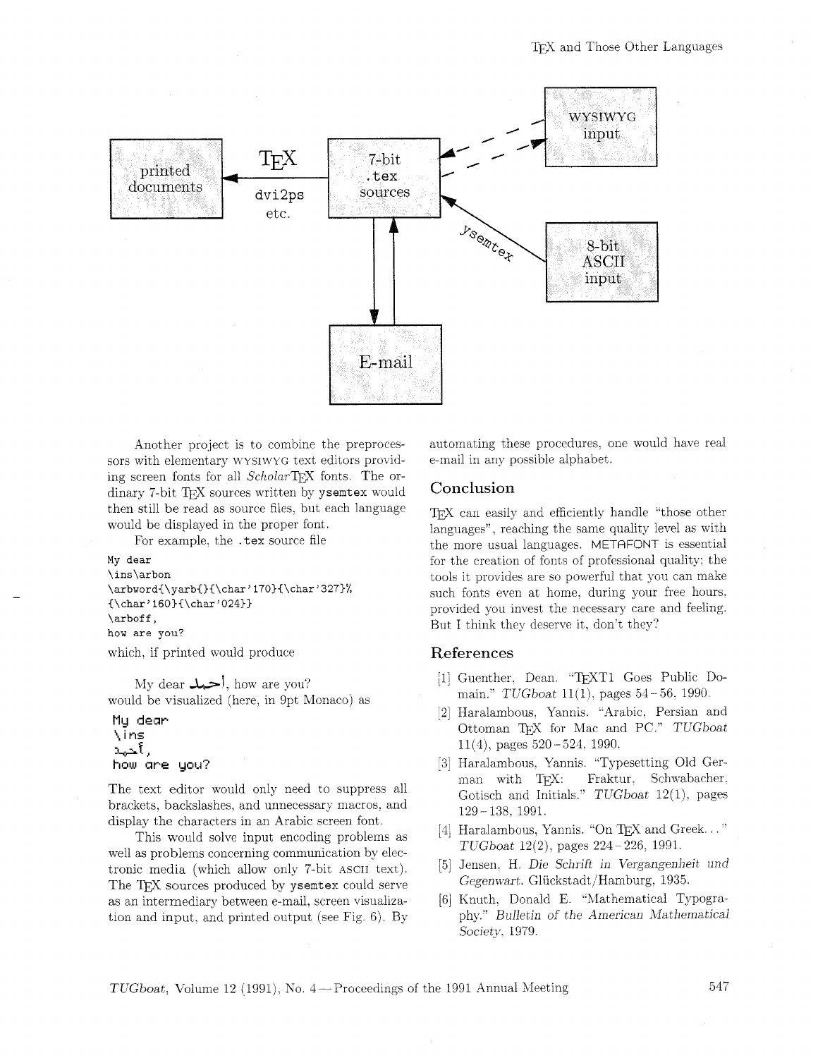Another project is to combine the preprocessors with elementary WYSIWYG text editors providing screen fonts for all *Scholar*TEX fonts. The ordinary 7-bit TEX sources written by ysemtex would then still be read as source files, but each language would be displayed in the proper font.

For example, the .tex source file

```
My dear
\ins\arbon
\arbword{\yarb{}{\char'170}{\char'327}%
{\char'160}{\char'024}}
\arboff,
how are you?
```

which, if printed would produce

My dear أحمد, how are you?

would be visualized (here, in 9pt Monaco) as

```
My dear
\ins
أحمد,
how are you?
```

The text editor would only need to suppress all brackets, backslashes, and unnecessary macros, and display the characters in an Arabic screen font.

This would solve input encoding problems as well as problems concerning communication by electronic media (which allow only 7-bit ASCII text). The TEX sources produced by ysemtex could serve as an intermediary between e-mail, screen visualization and input, and printed output (see Fig. 6). By automating these procedures, one would have real e-mail in any possible alphabet.

## Conclusion

TEX can easily and efficiently handle "those other languages", reaching the same quality level as with the more usual languages. METAFONT is essential for the creation of fonts of professional quality; the tools it provides are so powerful that you can make such fonts even at home, during your free hours, provided you invest the necessary care and feeling. But I think they deserve it, don't they?

## References

[1] Guenther, Dean. "TEXT1 Goes Public Domain." *TUGboat* 11(1), pages 54–56, 1990.

[2] Haralambous, Yannis. "Arabic, Persian and Ottoman TEX for Mac and PC." *TUGboat* 11(4), pages 520–524, 1990.

[3] Haralambous, Yannis. "Typesetting Old German with TEX: Fraktur, Schwabacher, Gotisch and Initials." *TUGboat* 12(1), pages 129–138, 1991.

[4] Haralambous, Yannis. "On TEX and Greek..." *TUGboat* 12(2), pages 224–226, 1991.

[5] Jensen, H. *Die Schrift in Vergangenheit und Gegenwart*. Glückstadt/Hamburg, 1935.

[6] Knuth, Donald E. "Mathematical Typography." *Bulletin of the American Mathematical Society*, 1979.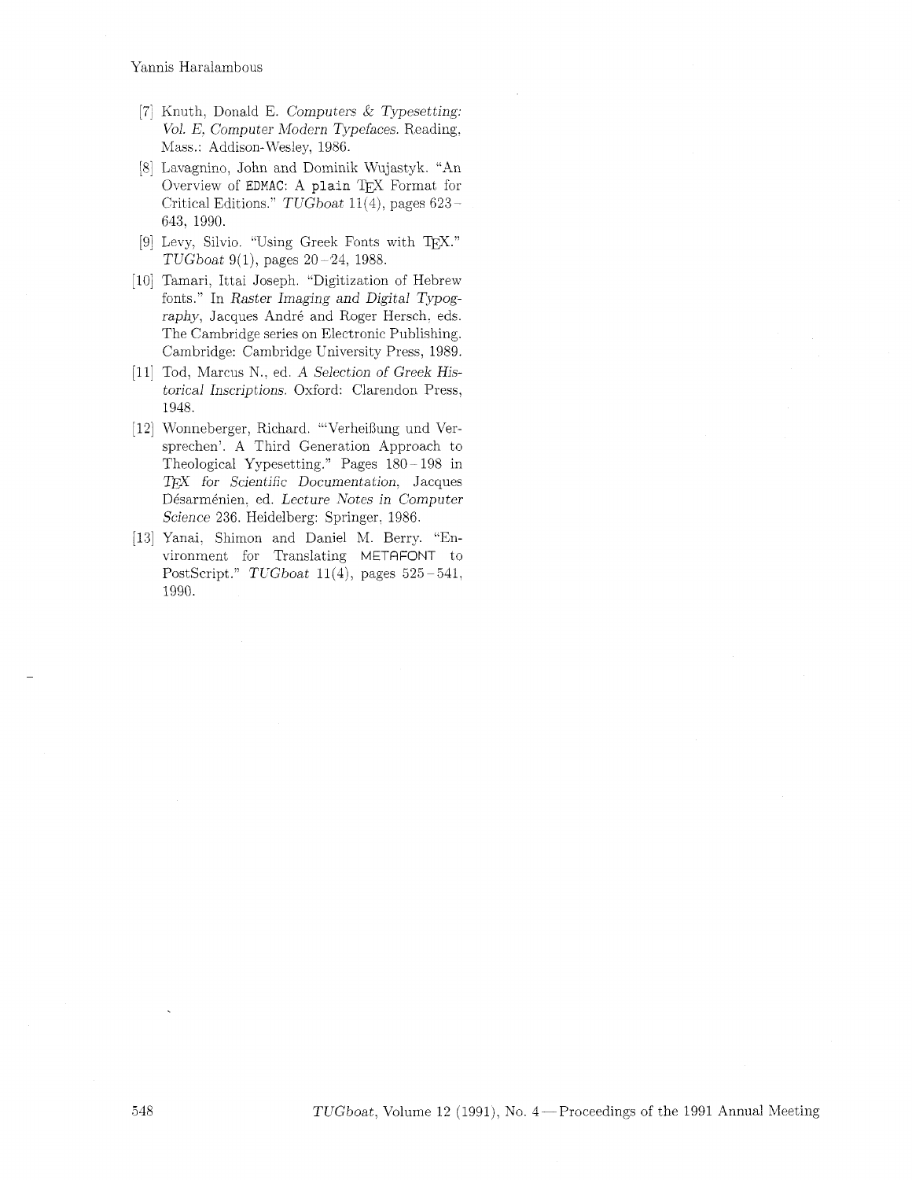[7] Knuth, Donald E. *Computers & Typesetting: Vol. E, Computer Modern Typefaces.* Reading, Mass.: Addison-Wesley, 1986.

[8] Lavagnino, John and Dominik Wujastyk. "An Overview of EDMAC: A plain TEX Format for Critical Editions." *TUGboat* 11(4), pages 623–643, 1990.

[9] Levy, Silvio. "Using Greek Fonts with TEX." *TUGboat* 9(1), pages 20–24, 1988.

[10] Tamari, Ittai Joseph. "Digitization of Hebrew fonts." In *Raster Imaging and Digital Typography*, Jacques André and Roger Hersch, eds. The Cambridge series on Electronic Publishing. Cambridge: Cambridge University Press, 1989.

[11] Tod, Marcus N., ed. *A Selection of Greek Historical Inscriptions.* Oxford: Clarendon Press, 1948.

[12] Wonneberger, Richard. "'Verheißung und Versprechen'. A Third Generation Approach to Theological Yypesetting." Pages 180–198 in *TEX for Scientific Documentation*, Jacques Désarménien, ed. *Lecture Notes in Computer Science* 236. Heidelberg: Springer, 1986.

[13] Yanai, Shimon and Daniel M. Berry. "Environment for Translating METAFONT to PostScript." *TUGboat* 11(4), pages 525–541, 1990.